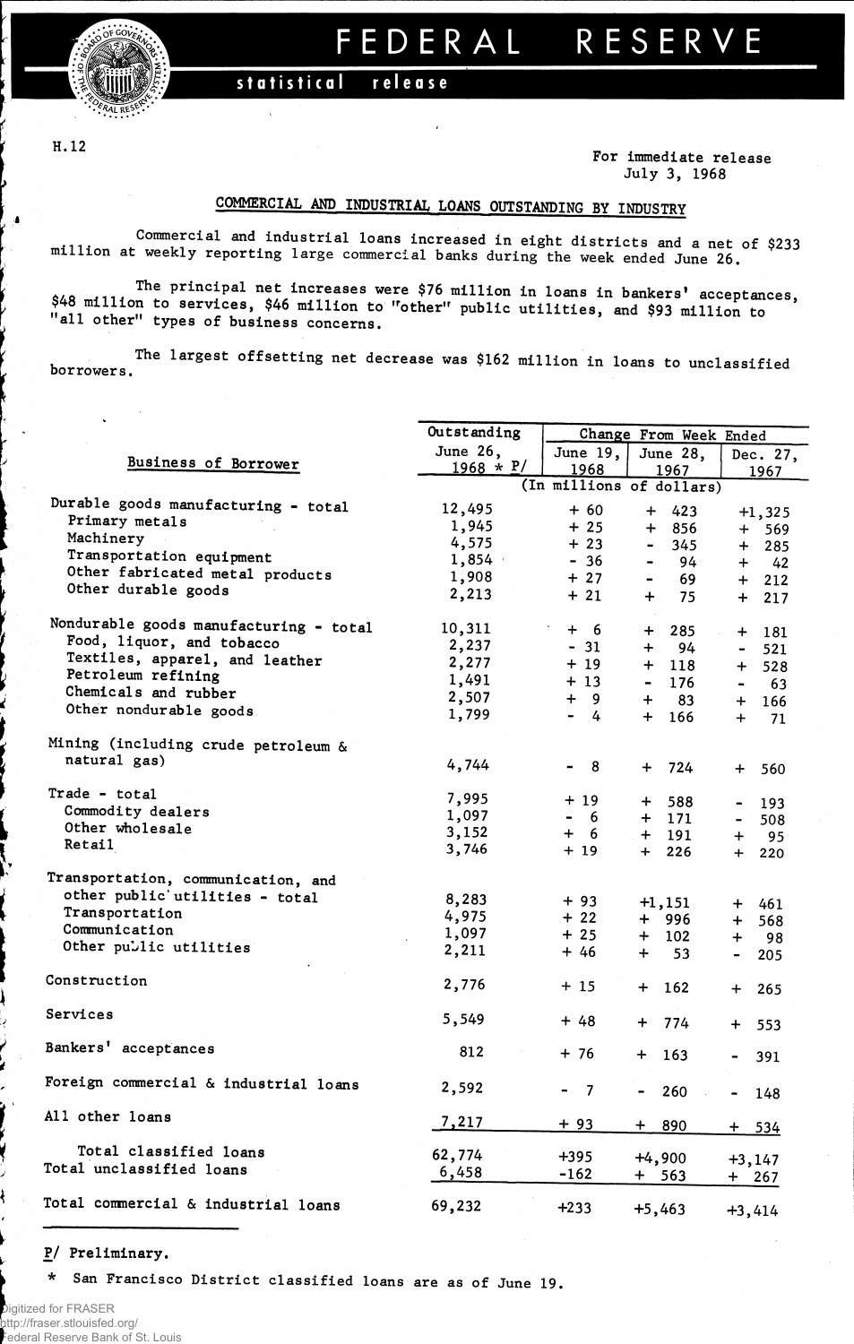# FEDERAL RESERVE

statistical release

H.12

For immediate release
July 3, 1968

## COMMERCIAL AND INDUSTRIAL LOANS OUTSTANDING BY INDUSTRY

Commercial and industrial loans increased in eight districts and a net of $233 million at weekly reporting large commercial banks during the week ended June 26.

The principal net increases were $76 million in loans in bankers' acceptances, $48 million to services, $46 million to "other" public utilities, and $93 million to "all other" types of business concerns.

The largest offsetting net decrease was $162 million in loans to unclassified borrowers.

| Business of Borrower | Outstanding June 26, 1968 * P/ | Change From Week Ended June 19, 1968 | June 28, 1967 | Dec. 27, 1967 |
|---|---|---|---|---|
| | (In millions of dollars) | | | |
| Durable goods manufacturing - total | 12,495 | + 60 | + 423 | +1,325 |
| Primary metals | 1,945 | + 25 | + 856 | + 569 |
| Machinery | 4,575 | + 23 | - 345 | + 285 |
| Transportation equipment | 1,854 | - 36 | - 94 | + 42 |
| Other fabricated metal products | 1,908 | + 27 | - 69 | + 212 |
| Other durable goods | 2,213 | + 21 | + 75 | + 217 |
| Nondurable goods manufacturing - total | 10,311 | + 6 | + 285 | + 181 |
| Food, liquor, and tobacco | 2,237 | - 31 | + 94 | - 521 |
| Textiles, apparel, and leather | 2,277 | + 19 | + 118 | + 528 |
| Petroleum refining | 1,491 | + 13 | - 176 | - 63 |
| Chemicals and rubber | 2,507 | + 9 | + 83 | + 166 |
| Other nondurable goods | 1,799 | - 4 | + 166 | + 71 |
| Mining (including crude petroleum & natural gas) | 4,744 | - 8 | + 724 | + 560 |
| Trade - total | 7,995 | + 19 | + 588 | - 193 |
| Commodity dealers | 1,097 | - 6 | + 171 | - 508 |
| Other wholesale | 3,152 | + 6 | + 191 | + 95 |
| Retail | 3,746 | + 19 | + 226 | + 220 |
| Transportation, communication, and other public utilities - total | 8,283 | + 93 | +1,151 | + 461 |
| Transportation | 4,975 | + 22 | + 996 | + 568 |
| Communication | 1,097 | + 25 | + 102 | + 98 |
| Other public utilities | 2,211 | + 46 | + 53 | - 205 |
| Construction | 2,776 | + 15 | + 162 | + 265 |
| Services | 5,549 | + 48 | + 774 | + 553 |
| Bankers' acceptances | 812 | + 76 | + 163 | - 391 |
| Foreign commercial & industrial loans | 2,592 | - 7 | - 260 | - 148 |
| All other loans | 7,217 | + 93 | + 890 | + 534 |
| Total classified loans | 62,774 | +395 | +4,900 | +3,147 |
| Total unclassified loans | 6,458 | -162 | + 563 | + 267 |
| Total commercial & industrial loans | 69,232 | +233 | +5,463 | +3,414 |

P/ Preliminary.

* San Francisco District classified loans are as of June 19.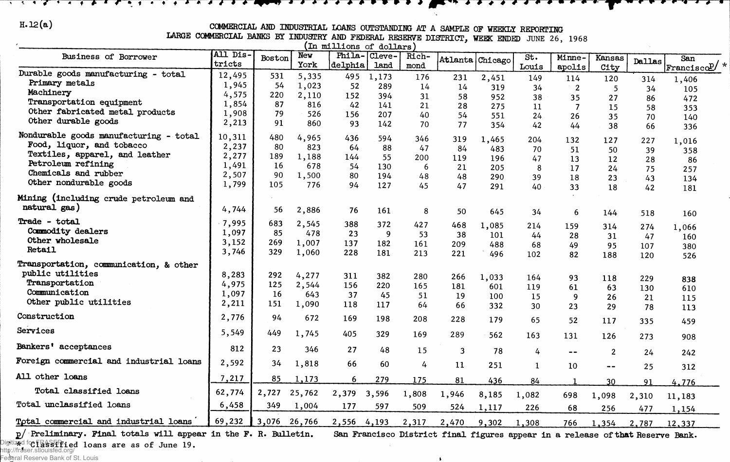H.12(a)

COMMERCIAL AND INDUSTRIAL LOANS OUTSTANDING AT A SAMPLE OF WEEKLY REPORTING LARGE COMMERCIAL BANKS BY INDUSTRY AND FEDERAL RESERVE DISTRICT, WEEK ENDED JUNE 26, 1968

(In millions of dollars)

| Business of Borrower | All Districts | Boston | New York | Philadelphia | Cleveland | Richmond | Atlanta | Chicago | St. Louis | Minneapolis | Kansas City | Dallas | San Francisco p/ * |
|---|---|---|---|---|---|---|---|---|---|---|---|---|---|
| Durable goods manufacturing - total | 12,495 | 531 | 5,335 | 495 | 1,173 | 176 | 231 | 2,451 | 149 | 114 | 120 | 314 | 1,406 |
| Primary metals | 1,945 | 54 | 1,023 | 52 | 289 | 14 | 14 | 319 | 34 | 2 | 5 | 34 | 105 |
| Machinery | 4,575 | 220 | 2,110 | 152 | 394 | 31 | 58 | 952 | 38 | 35 | 27 | 86 | 472 |
| Transportation equipment | 1,854 | 87 | 816 | 42 | 141 | 21 | 28 | 275 | 11 | 7 | 15 | 58 | 353 |
| Other fabricated metal products | 1,908 | 79 | 526 | 156 | 207 | 40 | 54 | 551 | 24 | 26 | 35 | 70 | 140 |
| Other durable goods | 2,213 | 91 | 860 | 93 | 142 | 70 | 77 | 354 | 42 | 44 | 38 | 66 | 336 |
| Nondurable goods manufacturing - total | 10,311 | 480 | 4,965 | 436 | 594 | 346 | 319 | 1,465 | 204 | 132 | 127 | 227 | 1,016 |
| Food, liquor, and tobacco | 2,237 | 80 | 823 | 64 | 88 | 47 | 84 | 483 | 70 | 51 | 50 | 39 | 358 |
| Textiles, apparel, and leather | 2,277 | 189 | 1,188 | 144 | 55 | 200 | 119 | 196 | 47 | 13 | 12 | 28 | 86 |
| Petroleum refining | 1,491 | 16 | 678 | 54 | 130 | 6 | 21 | 205 | 8 | 17 | 24 | 75 | 257 |
| Chemicals and rubber | 2,507 | 90 | 1,500 | 80 | 194 | 48 | 48 | 290 | 39 | 18 | 23 | 43 | 134 |
| Other nondurable goods | 1,799 | 105 | 776 | 94 | 127 | 45 | 47 | 291 | 40 | 33 | 18 | 42 | 181 |
| Mining (including crude petroleum and natural gas) | 4,744 | 56 | 2,886 | 76 | 161 | 8 | 50 | 645 | 34 | 6 | 144 | 518 | 160 |
| Trade - total | 7,995 | 683 | 2,545 | 388 | 372 | 427 | 468 | 1,085 | 214 | 159 | 314 | 274 | 1,066 |
| Commodity dealers | 1,097 | 85 | 478 | 23 | 9 | 53 | 38 | 101 | 44 | 28 | 31 | 47 | 160 |
| Other wholesale | 3,152 | 269 | 1,007 | 137 | 182 | 161 | 209 | 488 | 68 | 49 | 95 | 107 | 380 |
| Retail | 3,746 | 329 | 1,060 | 228 | 181 | 213 | 221 | 496 | 102 | 82 | 188 | 120 | 526 |
| Transportation, communication, & other public utilities | 8,283 | 292 | 4,277 | 311 | 382 | 280 | 266 | 1,033 | 164 | 93 | 118 | 229 | 838 |
| Transportation | 4,975 | 125 | 2,544 | 156 | 220 | 165 | 181 | 601 | 119 | 61 | 63 | 130 | 610 |
| Communication | 1,097 | 16 | 643 | 37 | 45 | 51 | 19 | 100 | 15 | 9 | 26 | 21 | 115 |
| Other public utilities | 2,211 | 151 | 1,090 | 118 | 117 | 64 | 66 | 332 | 30 | 23 | 29 | 78 | 113 |
| Construction | 2,776 | 94 | 672 | 169 | 198 | 208 | 228 | 179 | 65 | 52 | 117 | 335 | 459 |
| Services | 5,549 | 449 | 1,745 | 405 | 329 | 169 | 289 | 562 | 163 | 131 | 126 | 273 | 908 |
| Bankers' acceptances | 812 | 23 | 346 | 27 | 48 | 15 | 3 | 78 | 4 | -- | 2 | 24 | 242 |
| Foreign commercial and industrial loans | 2,592 | 34 | 1,818 | 66 | 60 | 4 | 11 | 251 | 1 | 10 | -- | 25 | 312 |
| All other loans | 7,217 | 85 | 1,173 | 6 | 279 | 175 | 81 | 436 | 84 | 1 | 30 | 91 | 4,776 |
| Total classified loans | 62,774 | 2,727 | 25,762 | 2,379 | 3,596 | 1,808 | 1,946 | 8,185 | 1,082 | 698 | 1,098 | 2,310 | 11,183 |
| Total unclassified loans | 6,458 | 349 | 1,004 | 177 | 597 | 509 | 524 | 1,117 | 226 | 68 | 256 | 477 | 1,154 |
| Total commercial and industrial loans | 69,232 | 3,076 | 26,766 | 2,556 | 4,193 | 2,317 | 2,470 | 9,302 | 1,308 | 766 | 1,354 | 2,787 | 12,337 |

p/ Preliminary. Final totals will appear in the F. R. Bulletin. San Francisco District final figures appear in a release of that Reserve Bank.

\* Classified loans are as of June 19.